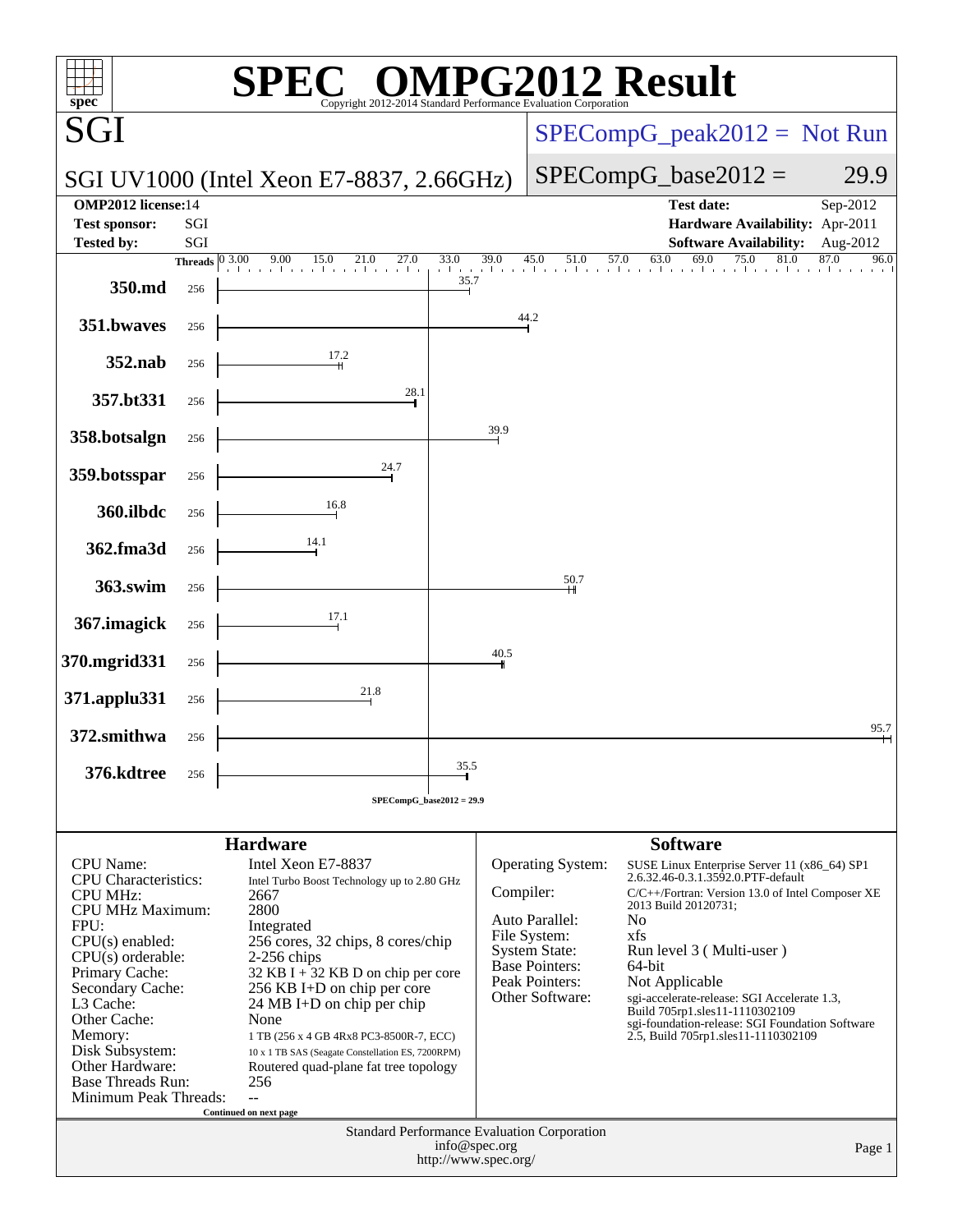# SPEC OMPG2012 Result

Copyright 2012-2014 Standard Performance Evaluation Corporation

## SGI

**SGI UV1000 (Intel Xeon E7-8837, 2.66GHz)**

SPECompG_peak2012 = Not Run

SPECompG_base2012 = 29.9

| | | | |
|---|---|---|---|
| **OMP2012 license:** | 14 | **Test date:** | Sep-2012 |
| **Test sponsor:** | SGI | **Hardware Availability:** | Apr-2011 |
| **Tested by:** | SGI | **Software Availability:** | Aug-2012 |

| Benchmark | Threads | Base Ratio |
|---|---|---|
| 350.md | 256 | 35.7 |
| 351.bwaves | 256 | 44.2 |
| 352.nab | 256 | 17.2 |
| 357.bt331 | 256 | 28.1 |
| 358.botsalgn | 256 | 39.9 |
| 359.botsspar | 256 | 24.7 |
| 360.ilbdc | 256 | 16.8 |
| 362.fma3d | 256 | 14.1 |
| 363.swim | 256 | 50.7 |
| 367.imagick | 256 | 17.1 |
| 370.mgrid331 | 256 | 40.5 |
| 371.applu331 | 256 | 21.8 |
| 372.smithwa | 256 | 95.7 |
| 376.kdtree | 256 | 35.5 |

SPECompG_base2012 = 29.9

## Hardware

| | |
|---|---|
| CPU Name: | Intel Xeon E7-8837 |
| CPU Characteristics: | Intel Turbo Boost Technology up to 2.80 GHz |
| CPU MHz: | 2667 |
| CPU MHz Maximum: | 2800 |
| FPU: | Integrated |
| CPU(s) enabled: | 256 cores, 32 chips, 8 cores/chip |
| CPU(s) orderable: | 2-256 chips |
| Primary Cache: | 32 KB I + 32 KB D on chip per core |
| Secondary Cache: | 256 KB I+D on chip per core |
| L3 Cache: | 24 MB I+D on chip per chip |
| Other Cache: | None |
| Memory: | 1 TB (256 x 4 GB 4Rx8 PC3-8500R-7, ECC) |
| Disk Subsystem: | 10 x 1 TB SAS (Seagate Constellation ES, 7200RPM) |
| Other Hardware: | Routered quad-plane fat tree topology |
| Base Threads Run: | 256 |
| Minimum Peak Threads: | -- |

Continued on next page

## Software

| | |
|---|---|
| Operating System: | SUSE Linux Enterprise Server 11 (x86_64) SP1 2.6.32.46-0.3.1.3592.0.PTF-default |
| Compiler: | C/C++/Fortran: Version 13.0 of Intel Composer XE 2013 Build 20120731; |
| Auto Parallel: | No |
| File System: | xfs |
| System State: | Run level 3 ( Multi-user ) |
| Base Pointers: | 64-bit |
| Peak Pointers: | Not Applicable |
| Other Software: | sgi-accelerate-release: SGI Accelerate 1.3, Build 705rp1.sles11-1110302109 sgi-foundation-release: SGI Foundation Software 2.5, Build 705rp1.sles11-1110302109 |

Standard Performance Evaluation Corporation
info@spec.org
http://www.spec.org/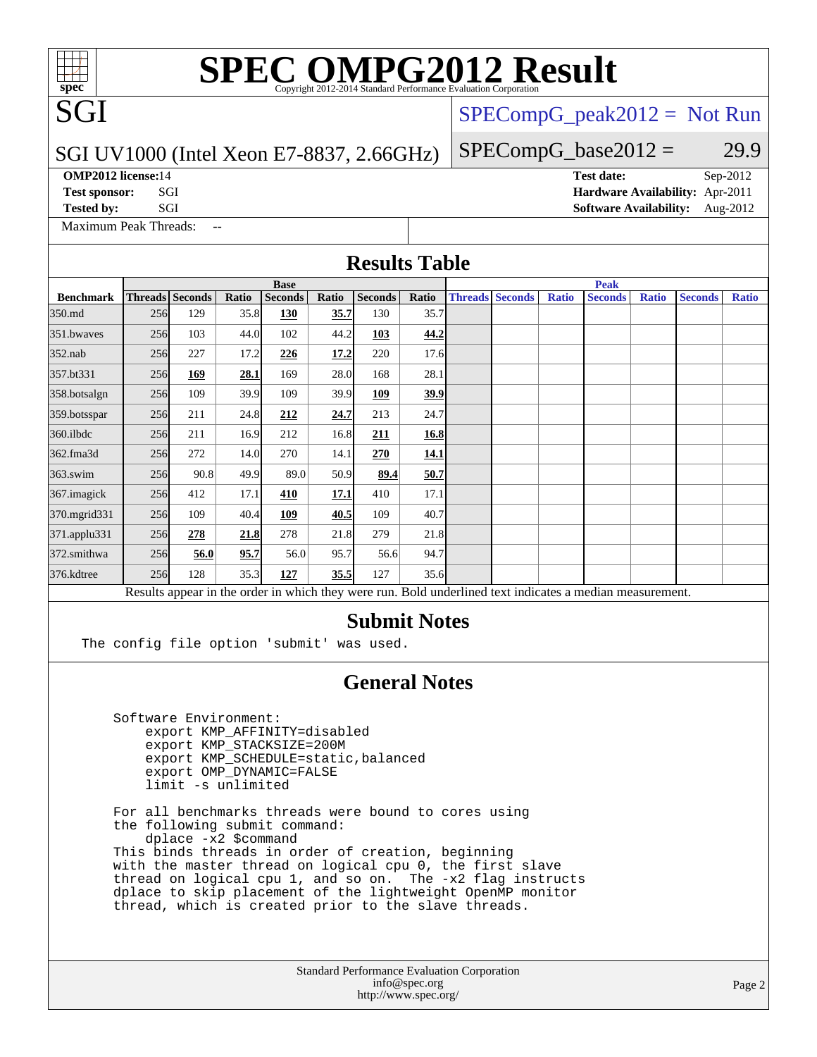# SPEC OMPG2012 Result

Copyright 2012-2014 Standard Performance Evaluation Corporation

## SGI

SGI UV1000 (Intel Xeon E7-8837, 2.66GHz)

SPECompG_peak2012 = Not Run

SPECompG_base2012 = 29.9

**OMP2012 license:** 14
**Test sponsor:** SGI
**Tested by:** SGI

**Test date:** Sep-2012
**Hardware Availability:** Apr-2011
**Software Availability:** Aug-2012

Maximum Peak Threads: --

## Results Table

| | Base | | | | | | | Peak | | | | | | |
|---|---|---|---|---|---|---|---|---|---|---|---|---|---|---|
| **Benchmark** | **Threads** | **Seconds** | **Ratio** | **Seconds** | **Ratio** | **Seconds** | **Ratio** | **Threads** | **Seconds** | **Ratio** | **Seconds** | **Ratio** | **Seconds** | **Ratio** |
| 350.md | 256 | 129 | 35.8 | **130** | **35.7** | 130 | 35.7 | | | | | | | |
| 351.bwaves | 256 | 103 | 44.0 | 102 | 44.2 | **103** | **44.2** | | | | | | | |
| 352.nab | 256 | 227 | 17.2 | **226** | **17.2** | 220 | 17.6 | | | | | | | |
| 357.bt331 | 256 | **169** | **28.1** | 169 | 28.0 | 168 | 28.1 | | | | | | | |
| 358.botsalgn | 256 | 109 | 39.9 | 109 | 39.9 | **109** | **39.9** | | | | | | | |
| 359.botsspar | 256 | 211 | 24.8 | **212** | **24.7** | 213 | 24.7 | | | | | | | |
| 360.ilbdc | 256 | 211 | 16.9 | 212 | 16.8 | **211** | **16.8** | | | | | | | |
| 362.fma3d | 256 | 272 | 14.0 | 270 | 14.1 | **270** | **14.1** | | | | | | | |
| 363.swim | 256 | 90.8 | 49.9 | 89.0 | 50.9 | **89.4** | **50.7** | | | | | | | |
| 367.imagick | 256 | 412 | 17.1 | **410** | **17.1** | 410 | 17.1 | | | | | | | |
| 370.mgrid331 | 256 | 109 | 40.4 | **109** | **40.5** | 109 | 40.7 | | | | | | | |
| 371.applu331 | 256 | **278** | **21.8** | 278 | 21.8 | 279 | 21.8 | | | | | | | |
| 372.smithwa | 256 | **56.0** | **95.7** | 56.0 | 95.7 | 56.6 | 94.7 | | | | | | | |
| 376.kdtree | 256 | 128 | 35.3 | **127** | **35.5** | 127 | 35.6 | | | | | | | |

Results appear in the order in which they were run. Bold underlined text indicates a median measurement.

## Submit Notes

```
The config file option 'submit' was used.
```

## General Notes

```
Software Environment:
    export KMP_AFFINITY=disabled
    export KMP_STACKSIZE=200M
    export KMP_SCHEDULE=static,balanced
    export OMP_DYNAMIC=FALSE
    limit -s unlimited

For all benchmarks threads were bound to cores using
the following submit command:
    dplace -x2 $command
This binds threads in order of creation, beginning
with the master thread on logical cpu 0, the first slave
thread on logical cpu 1, and so on.  The -x2 flag instructs
dplace to skip placement of the lightweight OpenMP monitor
thread, which is created prior to the slave threads.
```

Standard Performance Evaluation Corporation
info@spec.org
http://www.spec.org/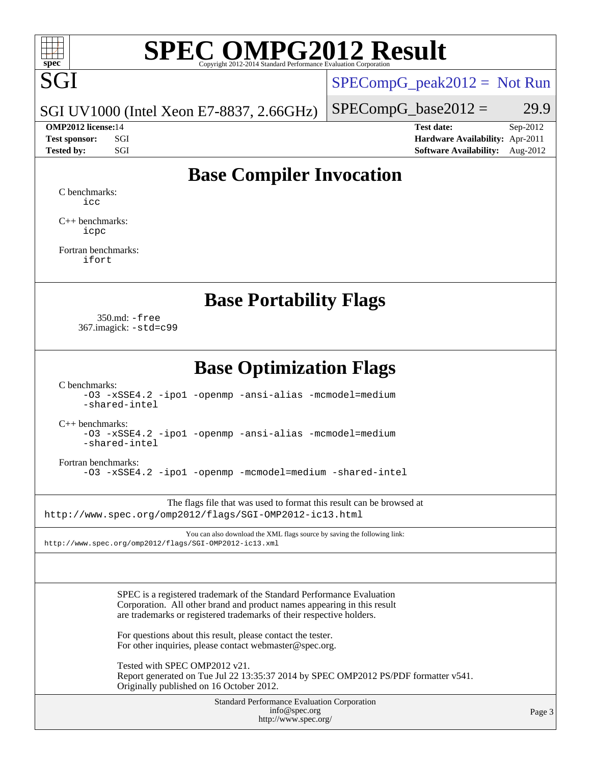# SPEC OMPG2012 Result

Copyright 2012-2014 Standard Performance Evaluation Corporation

SGI

SGI UV1000 (Intel Xeon E7-8837, 2.66GHz)

SPECompG_peak2012 = Not Run

SPECompG_base2012 = 29.9

**OMP2012 license:** 14
**Test sponsor:** SGI
**Tested by:** SGI

**Test date:** Sep-2012
**Hardware Availability:** Apr-2011
**Software Availability:** Aug-2012

## Base Compiler Invocation

C benchmarks:
```
icc
```

C++ benchmarks:
```
icpc
```

Fortran benchmarks:
```
ifort
```

## Base Portability Flags

350.md: `-free`
367.imagick: `-std=c99`

## Base Optimization Flags

C benchmarks:
```
-O3 -xSSE4.2 -ipo1 -openmp -ansi-alias -mcmodel=medium
-shared-intel
```

C++ benchmarks:
```
-O3 -xSSE4.2 -ipo1 -openmp -ansi-alias -mcmodel=medium
-shared-intel
```

Fortran benchmarks:
```
-O3 -xSSE4.2 -ipo1 -openmp -mcmodel=medium -shared-intel
```

The flags file that was used to format this result can be browsed at
http://www.spec.org/omp2012/flags/SGI-OMP2012-ic13.html

You can also download the XML flags source by saving the following link:
http://www.spec.org/omp2012/flags/SGI-OMP2012-ic13.xml

SPEC is a registered trademark of the Standard Performance Evaluation Corporation. All other brand and product names appearing in this result are trademarks or registered trademarks of their respective holders.

For questions about this result, please contact the tester.
For other inquiries, please contact webmaster@spec.org.

Tested with SPEC OMP2012 v21.
Report generated on Tue Jul 22 13:35:37 2014 by SPEC OMP2012 PS/PDF formatter v541.
Originally published on 16 October 2012.